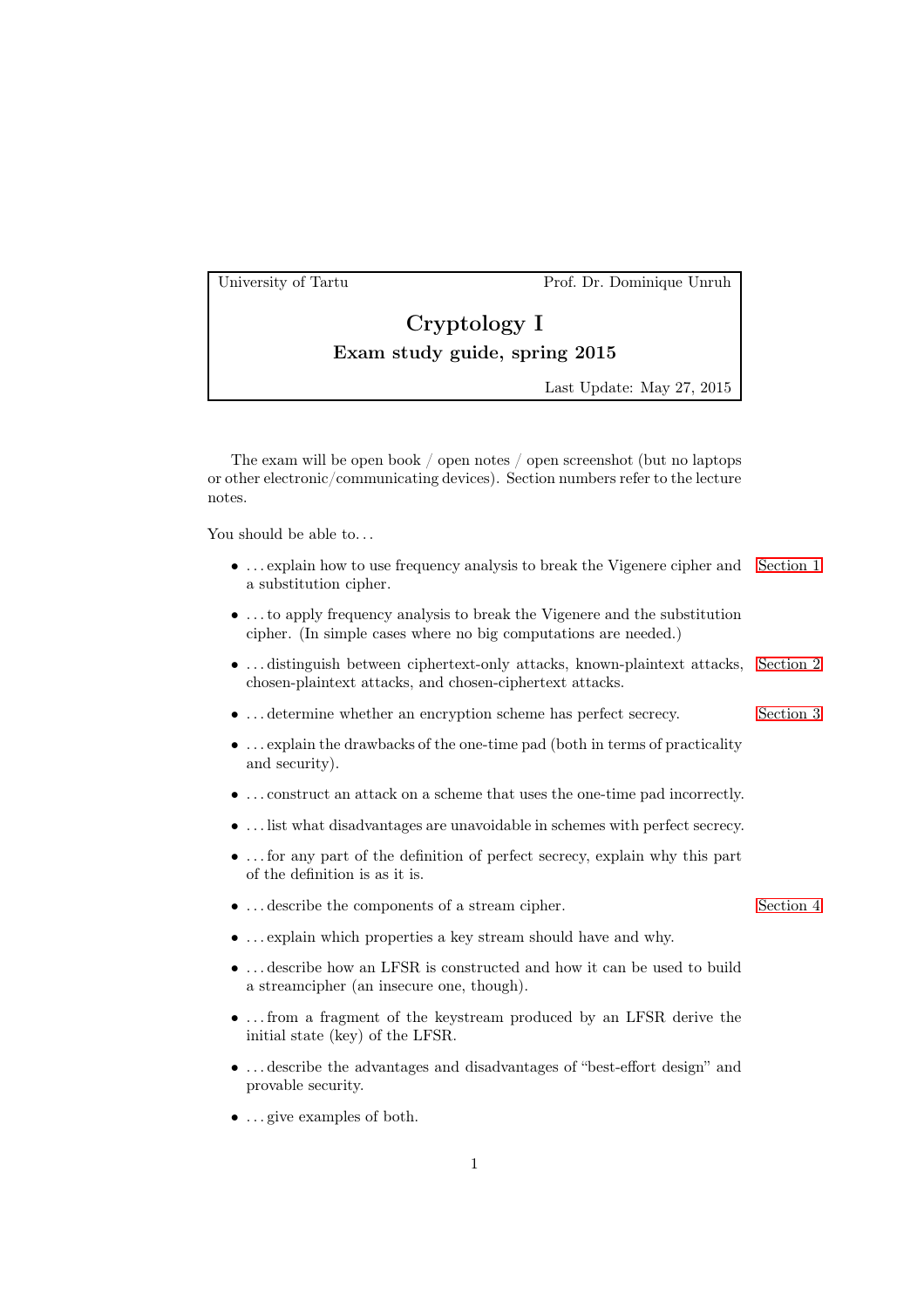University of Tartu — Prof. Dr. Dominique Unruh

# Cryptology I

## Exam study guide, spring 2015

Last Update: May 27, 2015

The exam will be open book / open notes / open screenshot (but no laptops or other electronic/communicating devices). Section numbers refer to the lecture notes.

You should be able to...

- ...explain how to use frequency analysis to break the Vigenere cipher and a substitution cipher. [Section 1]
- ...to apply frequency analysis to break the Vigenere and the substitution cipher. (In simple cases where no big computations are needed.)
- ...distinguish between ciphertext-only attacks, known-plaintext attacks, chosen-plaintext attacks, and chosen-ciphertext attacks. [Section 2]
- ...determine whether an encryption scheme has perfect secrecy. [Section 3]
- ...explain the drawbacks of the one-time pad (both in terms of practicality and security).
- ...construct an attack on a scheme that uses the one-time pad incorrectly.
- ...list what disadvantages are unavoidable in schemes with perfect secrecy.
- ...for any part of the definition of perfect secrecy, explain why this part of the definition is as it is.
- ...describe the components of a stream cipher. [Section 4]
- ...explain which properties a key stream should have and why.
- ...describe how an LFSR is constructed and how it can be used to build a streamcipher (an insecure one, though).
- ...from a fragment of the keystream produced by an LFSR derive the initial state (key) of the LFSR.
- ...describe the advantages and disadvantages of "best-effort design" and provable security.
- ...give examples of both.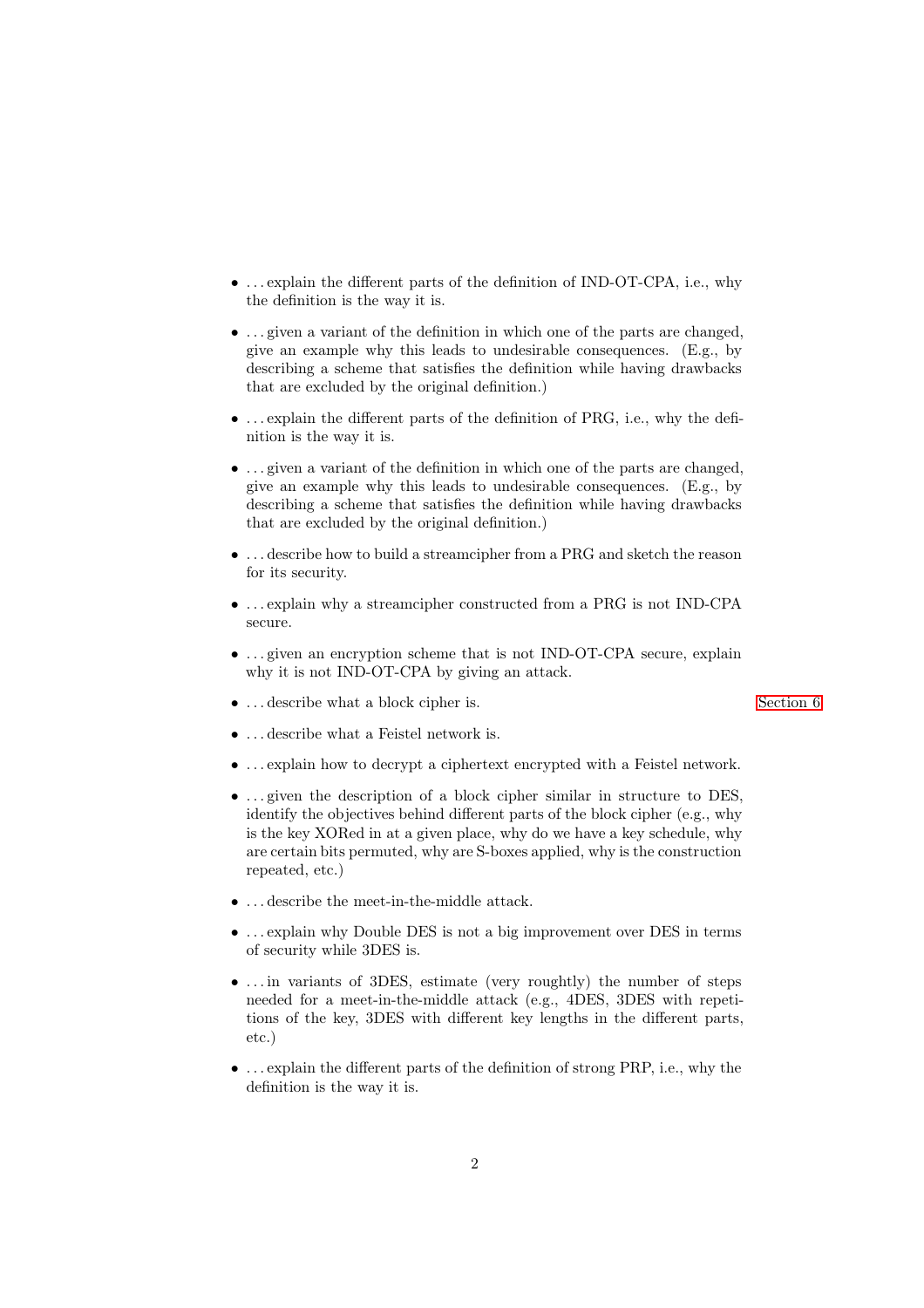- . . . explain the different parts of the definition of IND-OT-CPA, i.e., why the definition is the way it is.
- . . . given a variant of the definition in which one of the parts are changed, give an example why this leads to undesirable consequences. (E.g., by describing a scheme that satisfies the definition while having drawbacks that are excluded by the original definition.)
- . . . explain the different parts of the definition of PRG, i.e., why the definition is the way it is.
- . . . given a variant of the definition in which one of the parts are changed, give an example why this leads to undesirable consequences. (E.g., by describing a scheme that satisfies the definition while having drawbacks that are excluded by the original definition.)
- . . . describe how to build a streamcipher from a PRG and sketch the reason for its security.
- . . . explain why a streamcipher constructed from a PRG is not IND-CPA secure.
- . . . given an encryption scheme that is not IND-OT-CPA secure, explain why it is not IND-OT-CPA by giving an attack.
- . . . describe what a block cipher is. Section 6
- . . . describe what a Feistel network is.
- . . . explain how to decrypt a ciphertext encrypted with a Feistel network.
- . . . given the description of a block cipher similar in structure to DES, identify the objectives behind different parts of the block cipher (e.g., why is the key XORed in at a given place, why do we have a key schedule, why are certain bits permuted, why are S-boxes applied, why is the construction repeated, etc.)
- . . . describe the meet-in-the-middle attack.
- . . . explain why Double DES is not a big improvement over DES in terms of security while 3DES is.
- . . . in variants of 3DES, estimate (very roughtly) the number of steps needed for a meet-in-the-middle attack (e.g., 4DES, 3DES with repetitions of the key, 3DES with different key lengths in the different parts, etc.)
- . . . explain the different parts of the definition of strong PRP, i.e., why the definition is the way it is.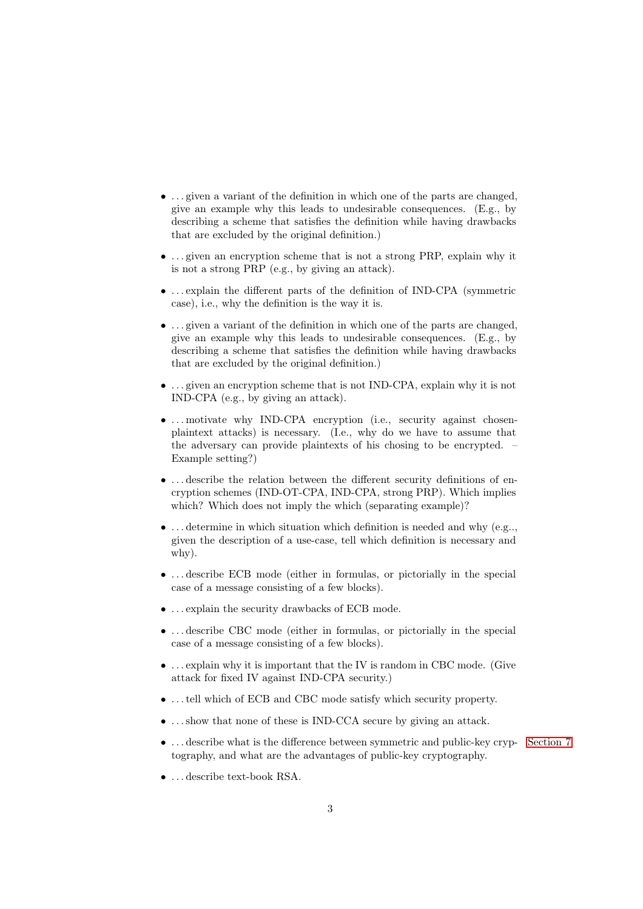- . . . given a variant of the definition in which one of the parts are changed, give an example why this leads to undesirable consequences. (E.g., by describing a scheme that satisfies the definition while having drawbacks that are excluded by the original definition.)
- . . . given an encryption scheme that is not a strong PRP, explain why it is not a strong PRP (e.g., by giving an attack).
- . . . explain the different parts of the definition of IND-CPA (symmetric case), i.e., why the definition is the way it is.
- . . . given a variant of the definition in which one of the parts are changed, give an example why this leads to undesirable consequences. (E.g., by describing a scheme that satisfies the definition while having drawbacks that are excluded by the original definition.)
- . . . given an encryption scheme that is not IND-CPA, explain why it is not IND-CPA (e.g., by giving an attack).
- . . . motivate why IND-CPA encryption (i.e., security against chosen-plaintext attacks) is necessary. (I.e., why do we have to assume that the adversary can provide plaintexts of his chosing to be encrypted. – Example setting?)
- . . . describe the relation between the different security definitions of encryption schemes (IND-OT-CPA, IND-CPA, strong PRP). Which implies which? Which does not imply the which (separating example)?
- . . . determine in which situation which definition is needed and why (e.g.., given the description of a use-case, tell which definition is necessary and why).
- . . . describe ECB mode (either in formulas, or pictorially in the special case of a message consisting of a few blocks).
- . . . explain the security drawbacks of ECB mode.
- . . . describe CBC mode (either in formulas, or pictorially in the special case of a message consisting of a few blocks).
- . . . explain why it is important that the IV is random in CBC mode. (Give attack for fixed IV against IND-CPA security.)
- . . . tell which of ECB and CBC mode satisfy which security property.
- . . . show that none of these is IND-CCA secure by giving an attack.
- . . . describe what is the difference between symmetric and public-key cryptography, and what are the advantages of public-key cryptography. Section 7
- . . . describe text-book RSA.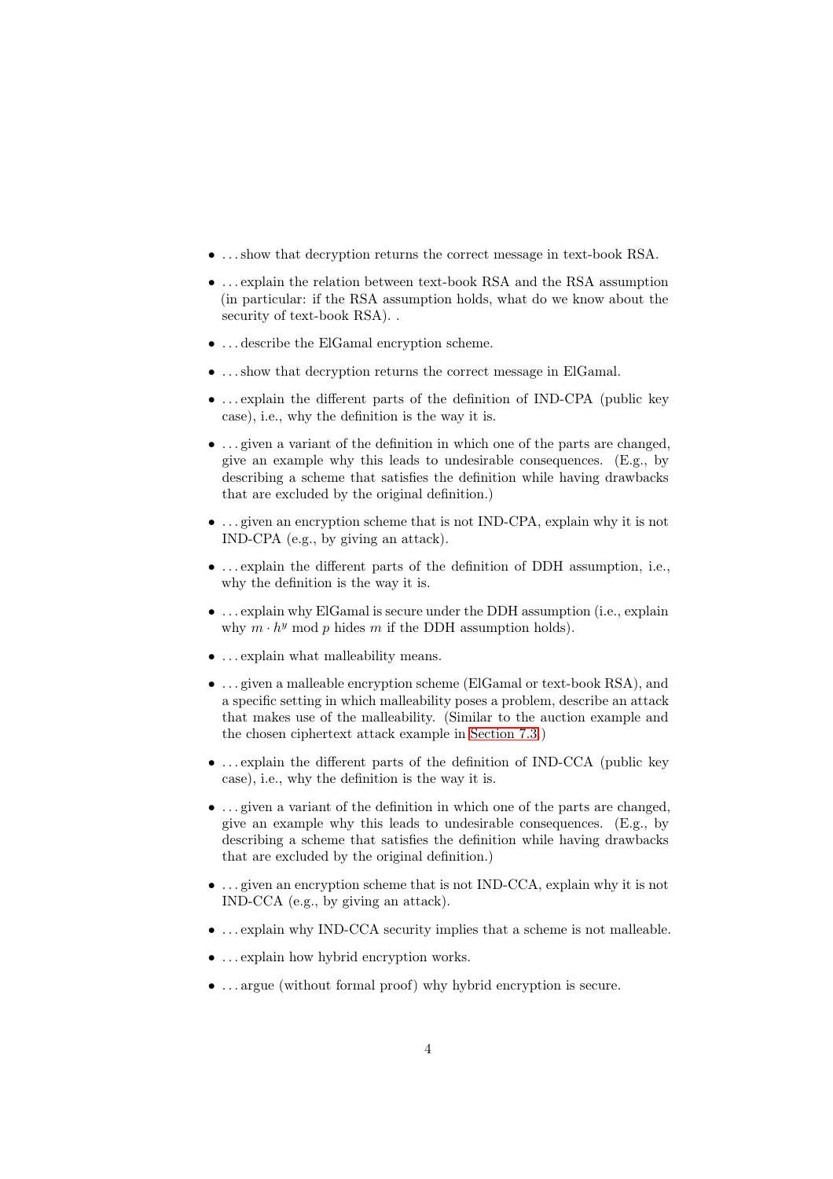- . . . show that decryption returns the correct message in text-book RSA.
- . . . explain the relation between text-book RSA and the RSA assumption (in particular: if the RSA assumption holds, what do we know about the security of text-book RSA). .
- . . . describe the ElGamal encryption scheme.
- . . . show that decryption returns the correct message in ElGamal.
- . . . explain the different parts of the definition of IND-CPA (public key case), i.e., why the definition is the way it is.
- . . . given a variant of the definition in which one of the parts are changed, give an example why this leads to undesirable consequences. (E.g., by describing a scheme that satisfies the definition while having drawbacks that are excluded by the original definition.)
- . . . given an encryption scheme that is not IND-CPA, explain why it is not IND-CPA (e.g., by giving an attack).
- . . . explain the different parts of the definition of DDH assumption, i.e., why the definition is the way it is.
- . . . explain why ElGamal is secure under the DDH assumption (i.e., explain why $m \cdot h^y \bmod p$ hides $m$ if the DDH assumption holds).
- . . . explain what malleability means.
- . . . given a malleable encryption scheme (ElGamal or text-book RSA), and a specific setting in which malleability poses a problem, describe an attack that makes use of the malleability. (Similar to the auction example and the chosen ciphertext attack example in Section 7.3.)
- . . . explain the different parts of the definition of IND-CCA (public key case), i.e., why the definition is the way it is.
- . . . given a variant of the definition in which one of the parts are changed, give an example why this leads to undesirable consequences. (E.g., by describing a scheme that satisfies the definition while having drawbacks that are excluded by the original definition.)
- . . . given an encryption scheme that is not IND-CCA, explain why it is not IND-CCA (e.g., by giving an attack).
- . . . explain why IND-CCA security implies that a scheme is not malleable.
- . . . explain how hybrid encryption works.
- . . . argue (without formal proof) why hybrid encryption is secure.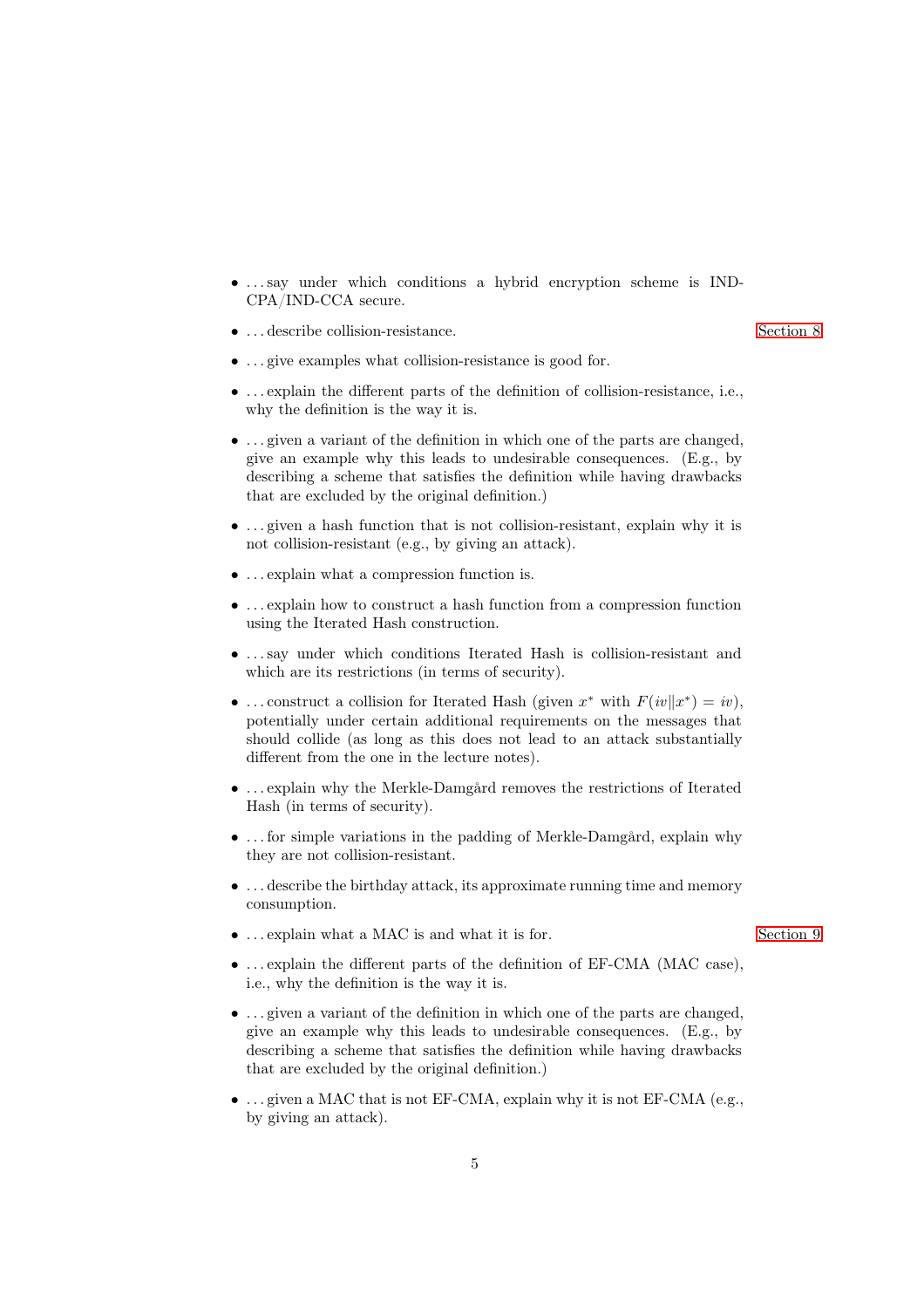- …say under which conditions a hybrid encryption scheme is IND-CPA/IND-CCA secure.
- …describe collision-resistance. Section 8
- …give examples what collision-resistance is good for.
- …explain the different parts of the definition of collision-resistance, i.e., why the definition is the way it is.
- …given a variant of the definition in which one of the parts are changed, give an example why this leads to undesirable consequences. (E.g., by describing a scheme that satisfies the definition while having drawbacks that are excluded by the original definition.)
- …given a hash function that is not collision-resistant, explain why it is not collision-resistant (e.g., by giving an attack).
- …explain what a compression function is.
- …explain how to construct a hash function from a compression function using the Iterated Hash construction.
- …say under which conditions Iterated Hash is collision-resistant and which are its restrictions (in terms of security).
- …construct a collision for Iterated Hash (given $x^*$ with $F(iv\|x^*) = iv$), potentially under certain additional requirements on the messages that should collide (as long as this does not lead to an attack substantially different from the one in the lecture notes).
- …explain why the Merkle-Damgård removes the restrictions of Iterated Hash (in terms of security).
- …for simple variations in the padding of Merkle-Damgård, explain why they are not collision-resistant.
- …describe the birthday attack, its approximate running time and memory consumption.
- …explain what a MAC is and what it is for. Section 9
- …explain the different parts of the definition of EF-CMA (MAC case), i.e., why the definition is the way it is.
- …given a variant of the definition in which one of the parts are changed, give an example why this leads to undesirable consequences. (E.g., by describing a scheme that satisfies the definition while having drawbacks that are excluded by the original definition.)
- …given a MAC that is not EF-CMA, explain why it is not EF-CMA (e.g., by giving an attack).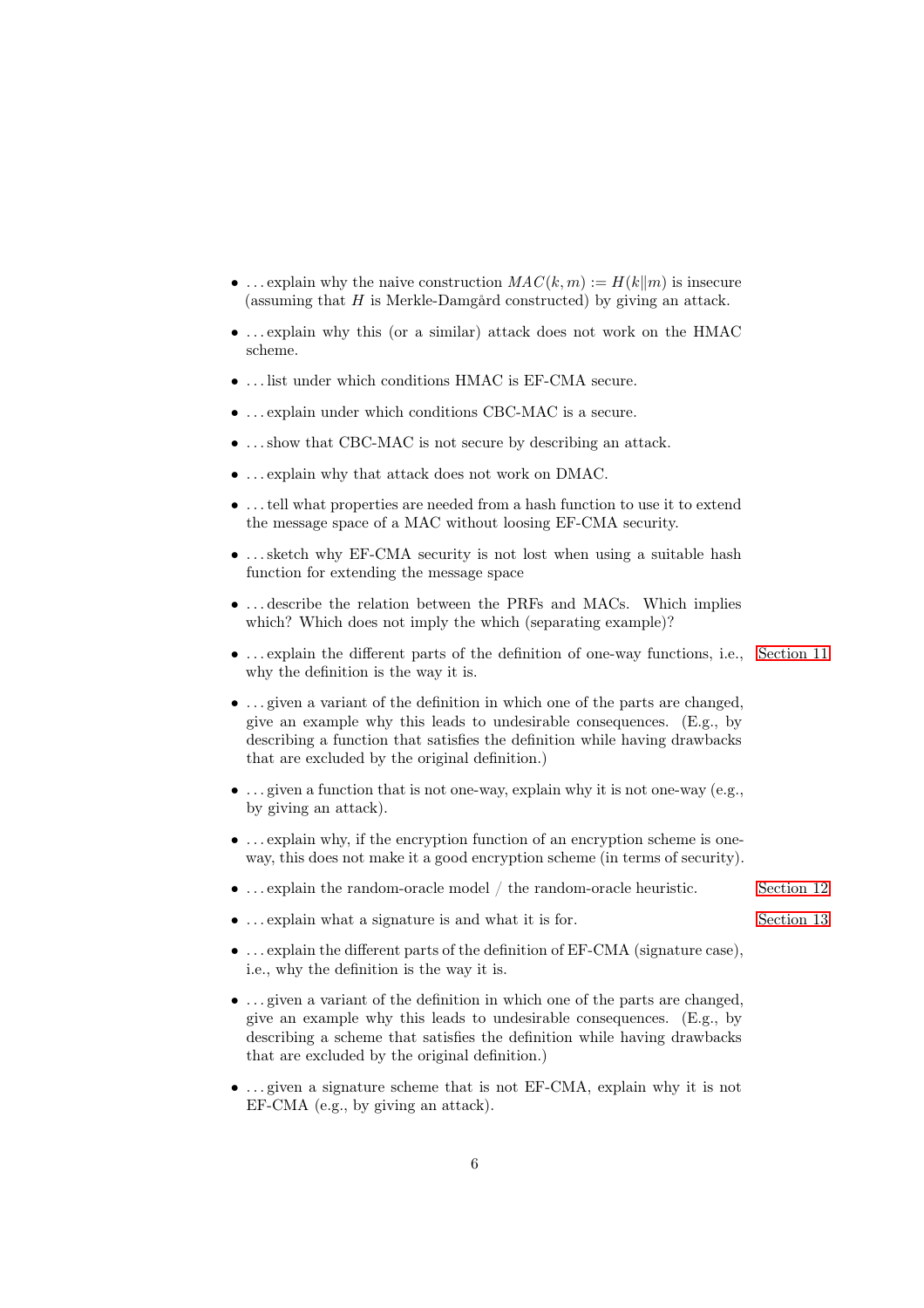- . . . explain why the naive construction $MAC(k, m) := H(k\|m)$ is insecure (assuming that $H$ is Merkle-Damgård constructed) by giving an attack.
- . . . explain why this (or a similar) attack does not work on the HMAC scheme.
- . . . list under which conditions HMAC is EF-CMA secure.
- . . . explain under which conditions CBC-MAC is a secure.
- . . . show that CBC-MAC is not secure by describing an attack.
- . . . explain why that attack does not work on DMAC.
- . . . tell what properties are needed from a hash function to use it to extend the message space of a MAC without loosing EF-CMA security.
- . . . sketch why EF-CMA security is not lost when using a suitable hash function for extending the message space
- . . . describe the relation between the PRFs and MACs. Which implies which? Which does not imply the which (separating example)?
- . . . explain the different parts of the definition of one-way functions, i.e., why the definition is the way it is. Section 11
- . . . given a variant of the definition in which one of the parts are changed, give an example why this leads to undesirable consequences. (E.g., by describing a function that satisfies the definition while having drawbacks that are excluded by the original definition.)
- . . . given a function that is not one-way, explain why it is not one-way (e.g., by giving an attack).
- . . . explain why, if the encryption function of an encryption scheme is one-way, this does not make it a good encryption scheme (in terms of security).
- . . . explain the random-oracle model / the random-oracle heuristic. Section 12
- . . . explain what a signature is and what it is for. Section 13
- . . . explain the different parts of the definition of EF-CMA (signature case), i.e., why the definition is the way it is.
- . . . given a variant of the definition in which one of the parts are changed, give an example why this leads to undesirable consequences. (E.g., by describing a scheme that satisfies the definition while having drawbacks that are excluded by the original definition.)
- . . . given a signature scheme that is not EF-CMA, explain why it is not EF-CMA (e.g., by giving an attack).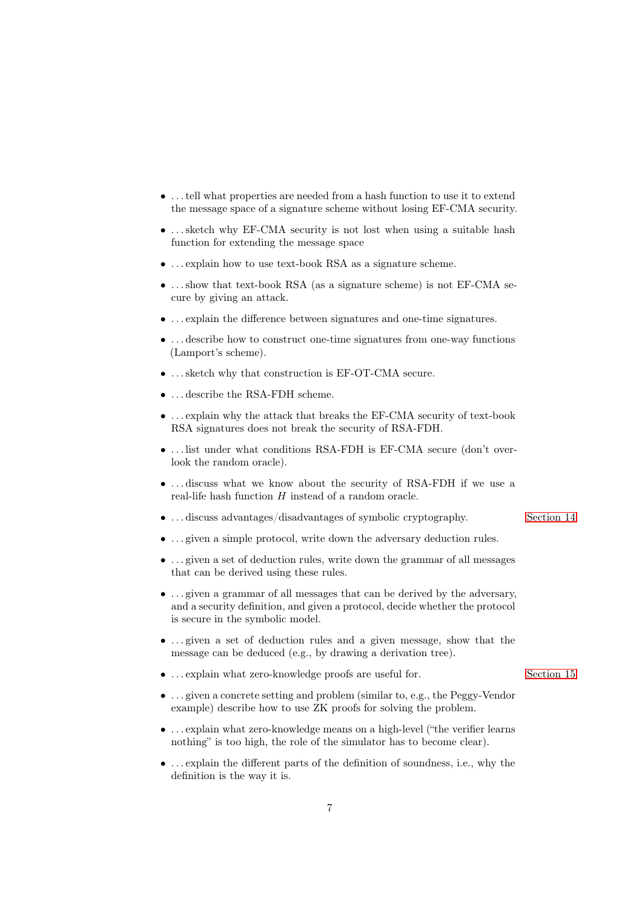- . . . tell what properties are needed from a hash function to use it to extend the message space of a signature scheme without losing EF-CMA security.
- . . . sketch why EF-CMA security is not lost when using a suitable hash function for extending the message space
- . . . explain how to use text-book RSA as a signature scheme.
- . . . show that text-book RSA (as a signature scheme) is not EF-CMA secure by giving an attack.
- . . . explain the difference between signatures and one-time signatures.
- . . . describe how to construct one-time signatures from one-way functions (Lamport's scheme).
- . . . sketch why that construction is EF-OT-CMA secure.
- . . . describe the RSA-FDH scheme.
- . . . explain why the attack that breaks the EF-CMA security of text-book RSA signatures does not break the security of RSA-FDH.
- . . . list under what conditions RSA-FDH is EF-CMA secure (don't overlook the random oracle).
- . . . discuss what we know about the security of RSA-FDH if we use a real-life hash function $H$ instead of a random oracle.
- . . . discuss advantages/disadvantages of symbolic cryptography. Section 14
- . . . given a simple protocol, write down the adversary deduction rules.
- . . . given a set of deduction rules, write down the grammar of all messages that can be derived using these rules.
- . . . given a grammar of all messages that can be derived by the adversary, and a security definition, and given a protocol, decide whether the protocol is secure in the symbolic model.
- . . . given a set of deduction rules and a given message, show that the message can be deduced (e.g., by drawing a derivation tree).
- . . . explain what zero-knowledge proofs are useful for. Section 15
- . . . given a concrete setting and problem (similar to, e.g., the Peggy-Vendor example) describe how to use ZK proofs for solving the problem.
- . . . explain what zero-knowledge means on a high-level ("the verifier learns nothing" is too high, the role of the simulator has to become clear).
- . . . explain the different parts of the definition of soundness, i.e., why the definition is the way it is.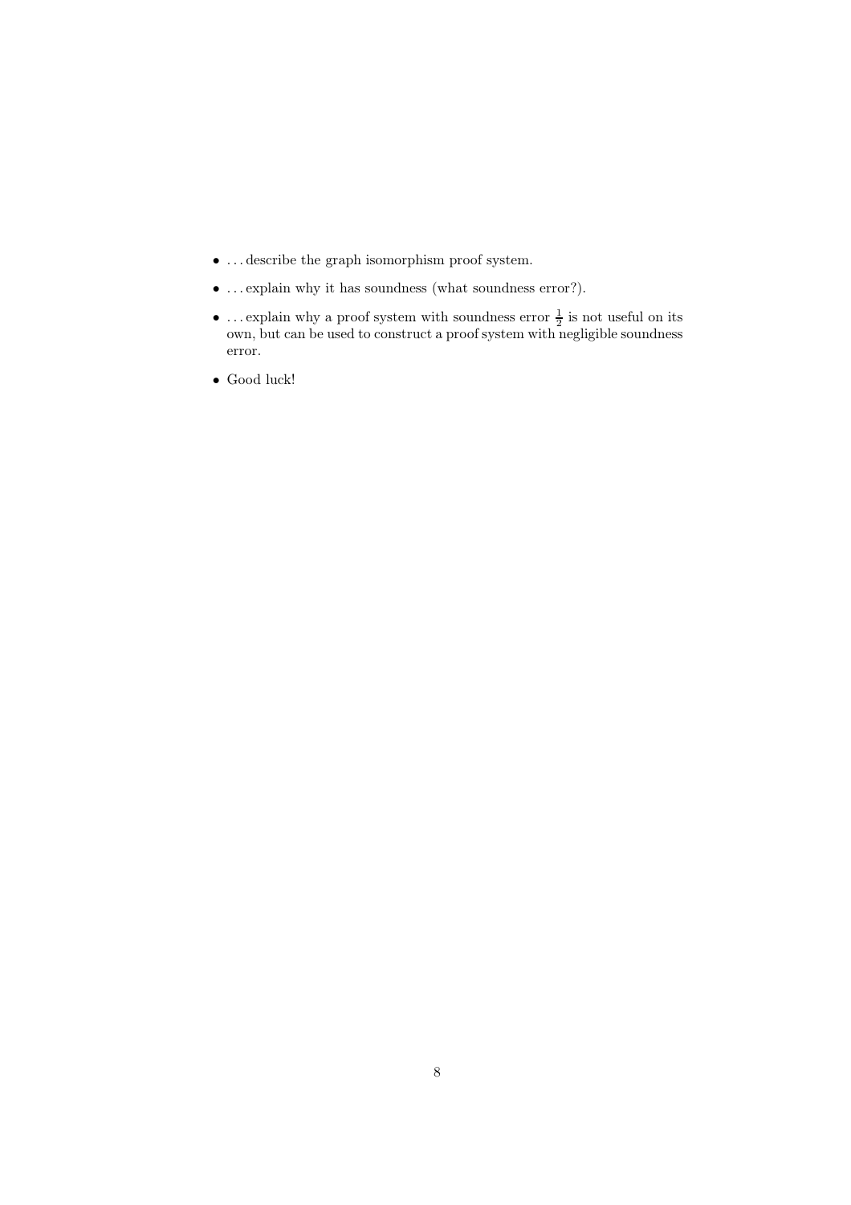- ... describe the graph isomorphism proof system.
- ... explain why it has soundness (what soundness error?).
- ... explain why a proof system with soundness error $\frac{1}{2}$ is not useful on its own, but can be used to construct a proof system with negligible soundness error.
- Good luck!